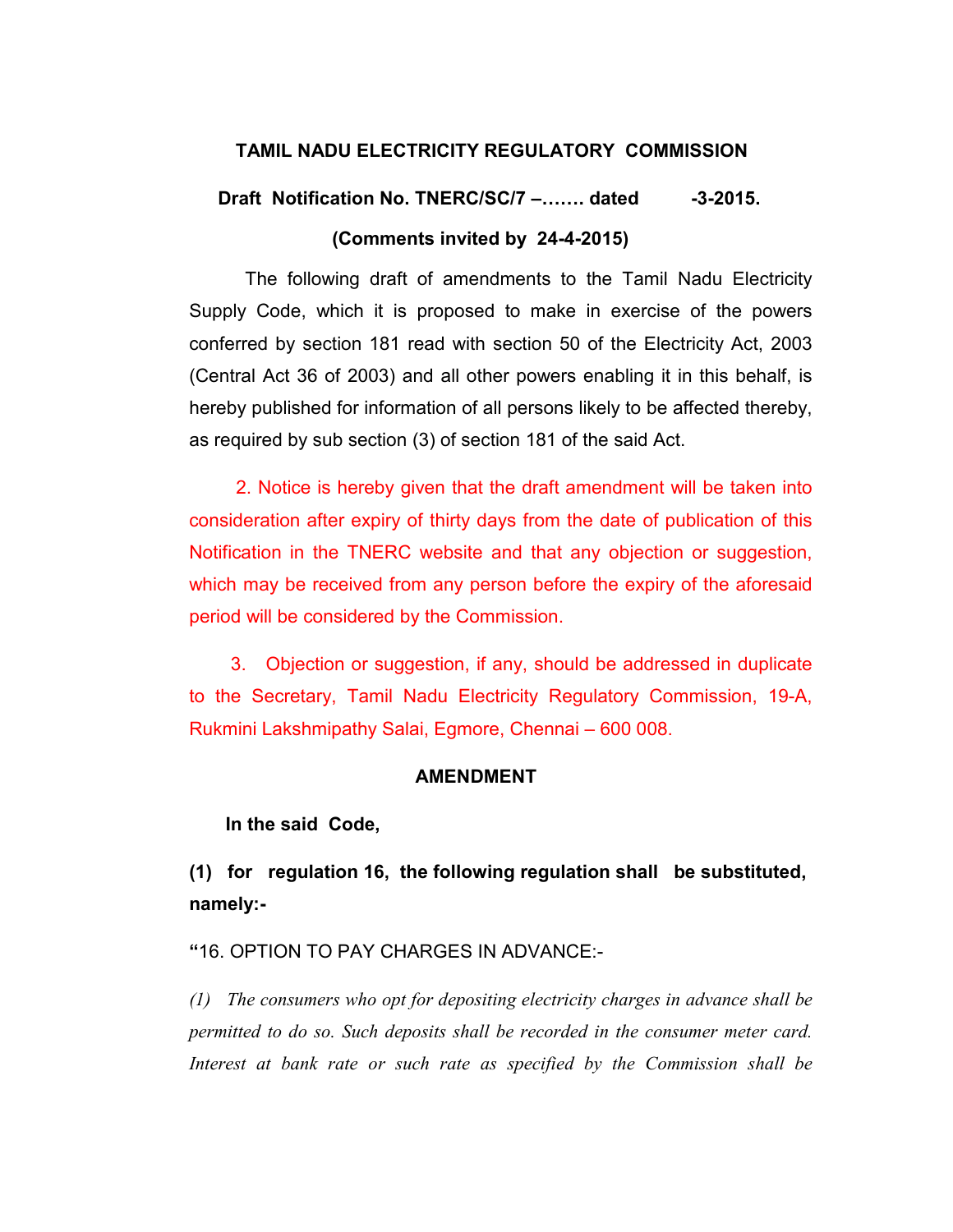## TAMIL NADU ELECTRICITY REGULATORY COMMISSION

**Draft Notification No. TNERC/SC/7 –……. dated -3-2015.**

**(Comments invited by 24-4-2015)**

The following draft of amendments to the Tamil Nadu Electricity Supply Code, which it is proposed to make in exercise of the powers conferred by section 181 read with section 50 of the Electricity Act, 2003 (Central Act 36 of 2003) and all other powers enabling it in this behalf, is hereby published for information of all persons likely to be affected thereby, as required by sub section (3) of section 181 of the said Act.

2. Notice is hereby given that the draft amendment will be taken into consideration after expiry of thirty days from the date of publication of this Notification in the TNERC website and that any objection or suggestion, which may be received from any person before the expiry of the aforesaid period will be considered by the Commission.

3. Objection or suggestion, if any, should be addressed in duplicate to the Secretary, Tamil Nadu Electricity Regulatory Commission, 19-A, Rukmini Lakshmipathy Salai, Egmore, Chennai – 600 008.

**AMENDMENT**

**In the said Code,**

**(1) for regulation 16, the following regulation shall be substituted, namely:-**

"16. OPTION TO PAY CHARGES IN ADVANCE:-

*(1) The consumers who opt for depositing electricity charges in advance shall be permitted to do so. Such deposits shall be recorded in the consumer meter card. Interest at bank rate or such rate as specified by the Commission shall be*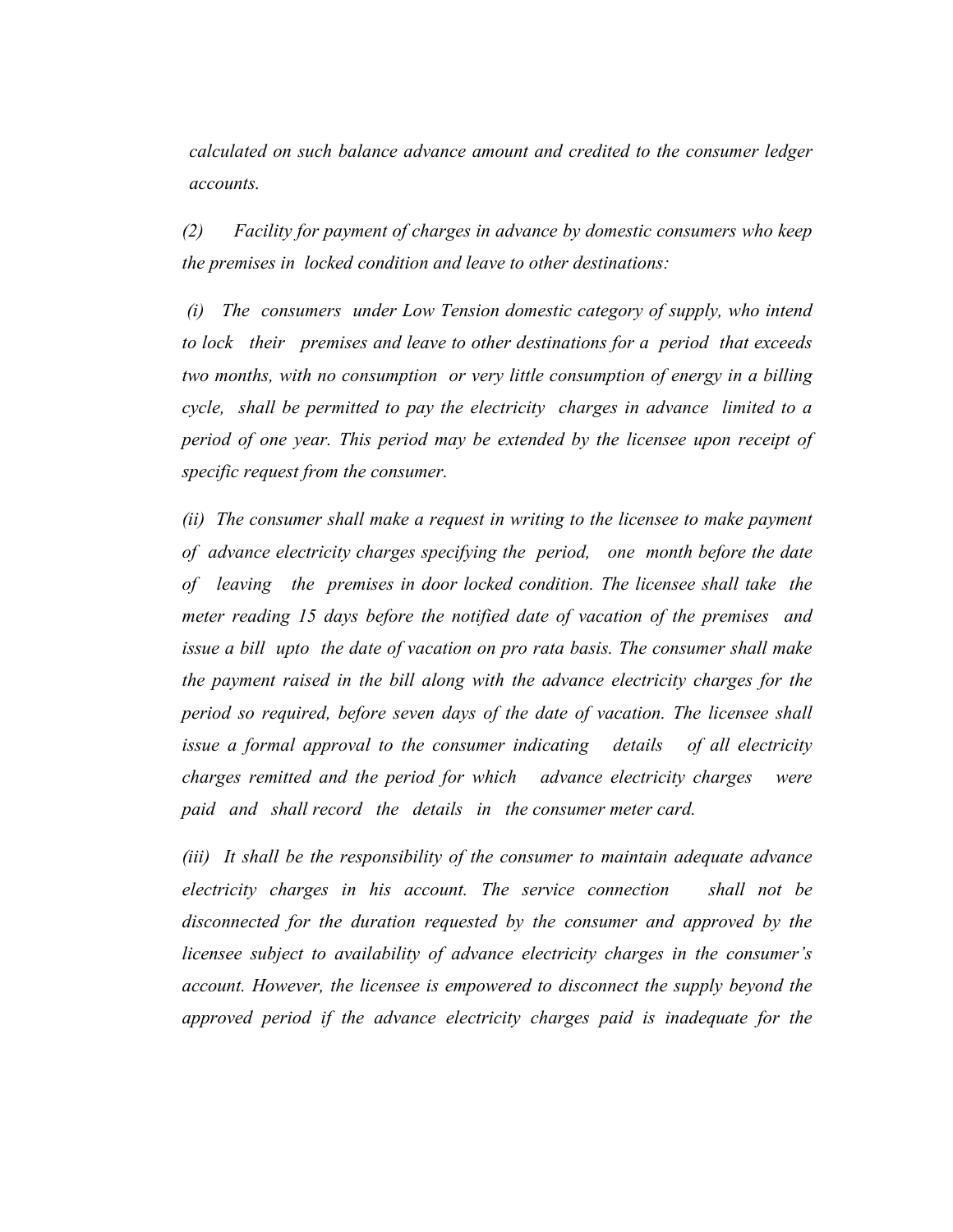*calculated on such balance advance amount and credited to the consumer ledger accounts.*

*(2) Facility for payment of charges in advance by domestic consumers who keep the premises in locked condition and leave to other destinations:*

*(i) The consumers under Low Tension domestic category of supply, who intend to lock their premises and leave to other destinations for a period that exceeds two months, with no consumption or very little consumption of energy in a billing cycle, shall be permitted to pay the electricity charges in advance limited to a period of one year. This period may be extended by the licensee upon receipt of specific request from the consumer.*

*(ii) The consumer shall make a request in writing to the licensee to make payment of advance electricity charges specifying the period, one month before the date of leaving the premises in door locked condition. The licensee shall take the meter reading 15 days before the notified date of vacation of the premises and issue a bill upto the date of vacation on pro rata basis. The consumer shall make the payment raised in the bill along with the advance electricity charges for the period so required, before seven days of the date of vacation. The licensee shall issue a formal approval to the consumer indicating details of all electricity charges remitted and the period for which advance electricity charges were paid and shall record the details in the consumer meter card.*

*(iii) It shall be the responsibility of the consumer to maintain adequate advance electricity charges in his account. The service connection shall not be disconnected for the duration requested by the consumer and approved by the licensee subject to availability of advance electricity charges in the consumer's account. However, the licensee is empowered to disconnect the supply beyond the approved period if the advance electricity charges paid is inadequate for the*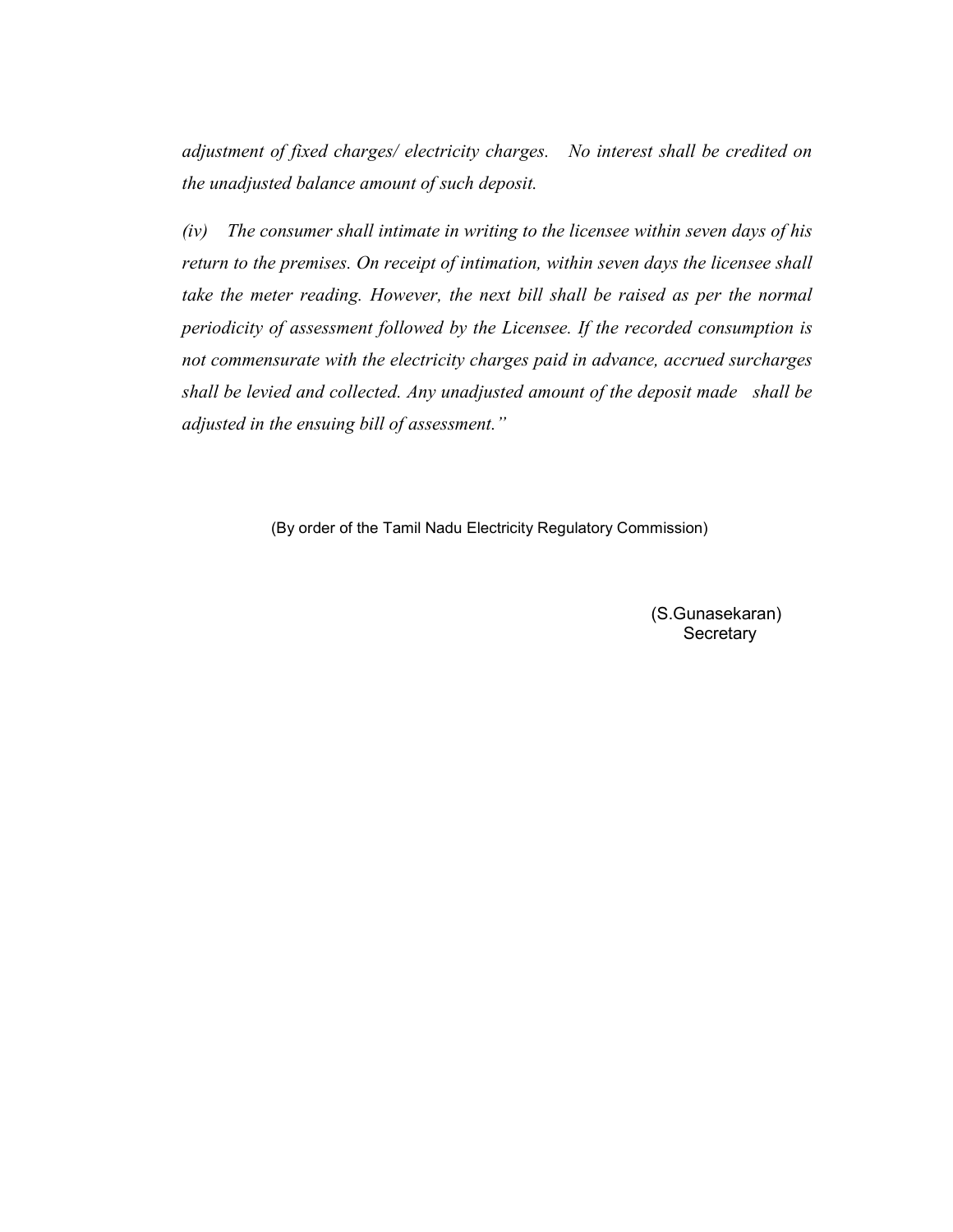*adjustment of fixed charges/ electricity charges. No interest shall be credited on the unadjusted balance amount of such deposit.*

*(iv) The consumer shall intimate in writing to the licensee within seven days of his return to the premises. On receipt of intimation, within seven days the licensee shall take the meter reading. However, the next bill shall be raised as per the normal periodicity of assessment followed by the Licensee. If the recorded consumption is not commensurate with the electricity charges paid in advance, accrued surcharges shall be levied and collected. Any unadjusted amount of the deposit made shall be adjusted in the ensuing bill of assessment."*

(By order of the Tamil Nadu Electricity Regulatory Commission)

(S.Gunasekaran)
Secretary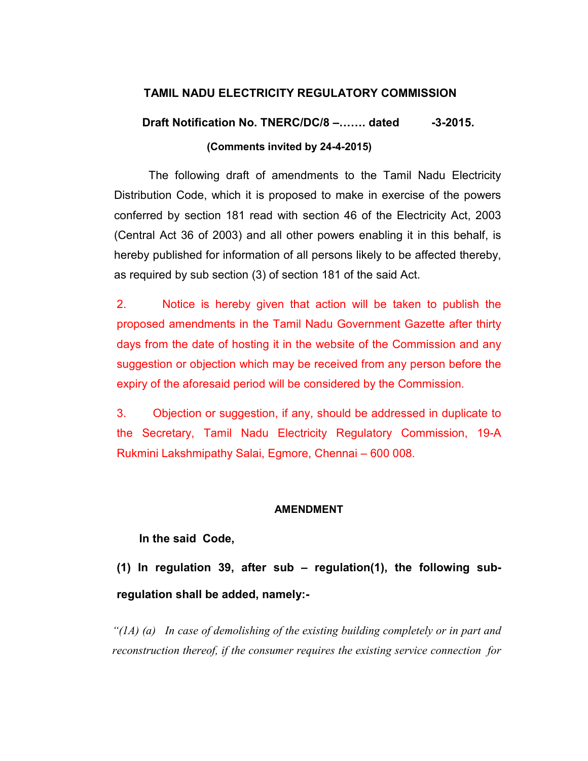## TAMIL NADU ELECTRICITY REGULATORY COMMISSION

**Draft Notification No. TNERC/DC/8 –……. dated -3-2015.**

**(Comments invited by 24-4-2015)**

The following draft of amendments to the Tamil Nadu Electricity Distribution Code, which it is proposed to make in exercise of the powers conferred by section 181 read with section 46 of the Electricity Act, 2003 (Central Act 36 of 2003) and all other powers enabling it in this behalf, is hereby published for information of all persons likely to be affected thereby, as required by sub section (3) of section 181 of the said Act.

2. Notice is hereby given that action will be taken to publish the proposed amendments in the Tamil Nadu Government Gazette after thirty days from the date of hosting it in the website of the Commission and any suggestion or objection which may be received from any person before the expiry of the aforesaid period will be considered by the Commission.

3. Objection or suggestion, if any, should be addressed in duplicate to the Secretary, Tamil Nadu Electricity Regulatory Commission, 19-A Rukmini Lakshmipathy Salai, Egmore, Chennai – 600 008.

**AMENDMENT**

**In the said Code,**

**(1) In regulation 39, after sub – regulation(1), the following sub-regulation shall be added, namely:-**

*"(1A) (a) In case of demolishing of the existing building completely or in part and reconstruction thereof, if the consumer requires the existing service connection for*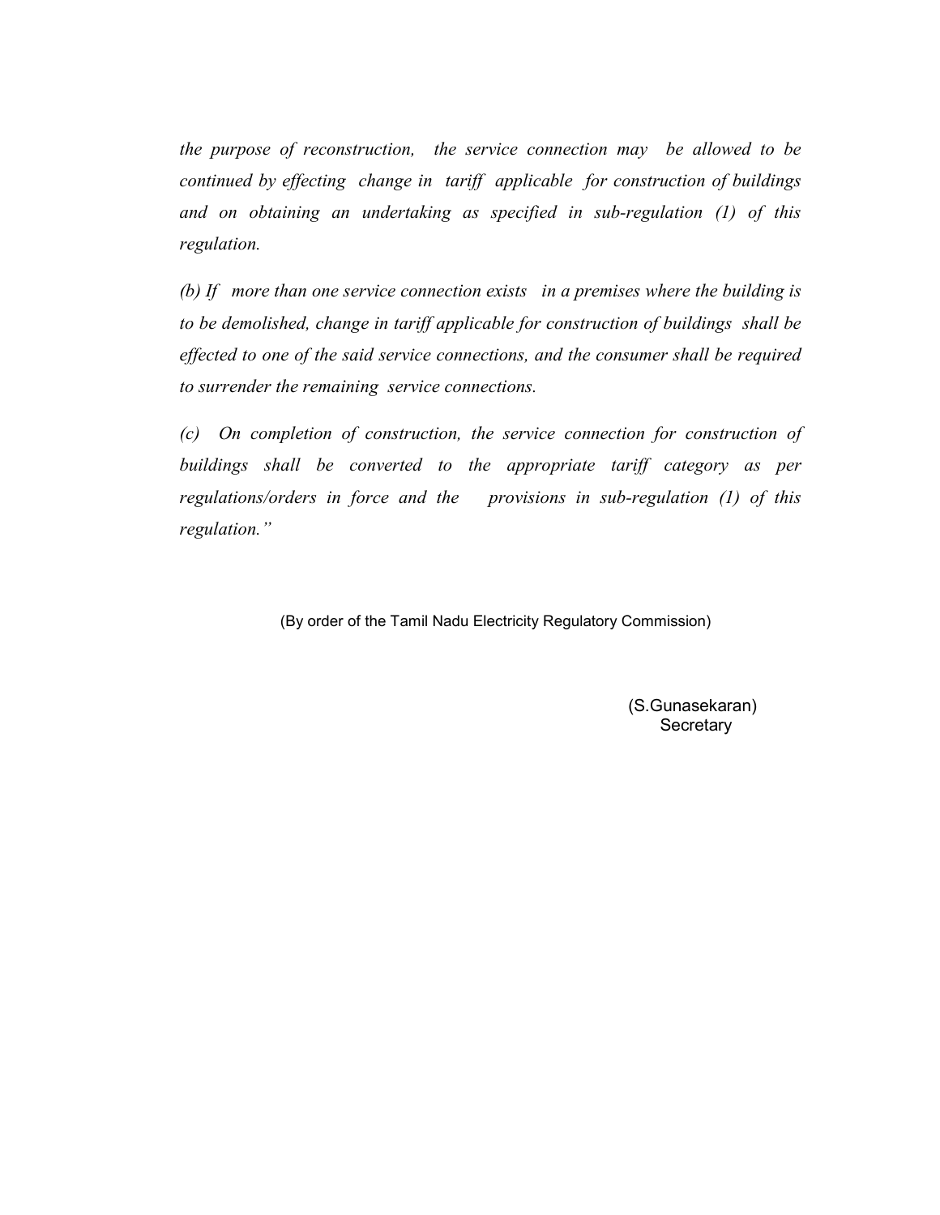*the purpose of reconstruction, the service connection may be allowed to be continued by effecting change in tariff applicable for construction of buildings and on obtaining an undertaking as specified in sub-regulation (1) of this regulation.*

*(b) If more than one service connection exists in a premises where the building is to be demolished, change in tariff applicable for construction of buildings shall be effected to one of the said service connections, and the consumer shall be required to surrender the remaining service connections.*

*(c) On completion of construction, the service connection for construction of buildings shall be converted to the appropriate tariff category as per regulations/orders in force and the provisions in sub-regulation (1) of this regulation."*

(By order of the Tamil Nadu Electricity Regulatory Commission)

(S.Gunasekaran)
Secretary